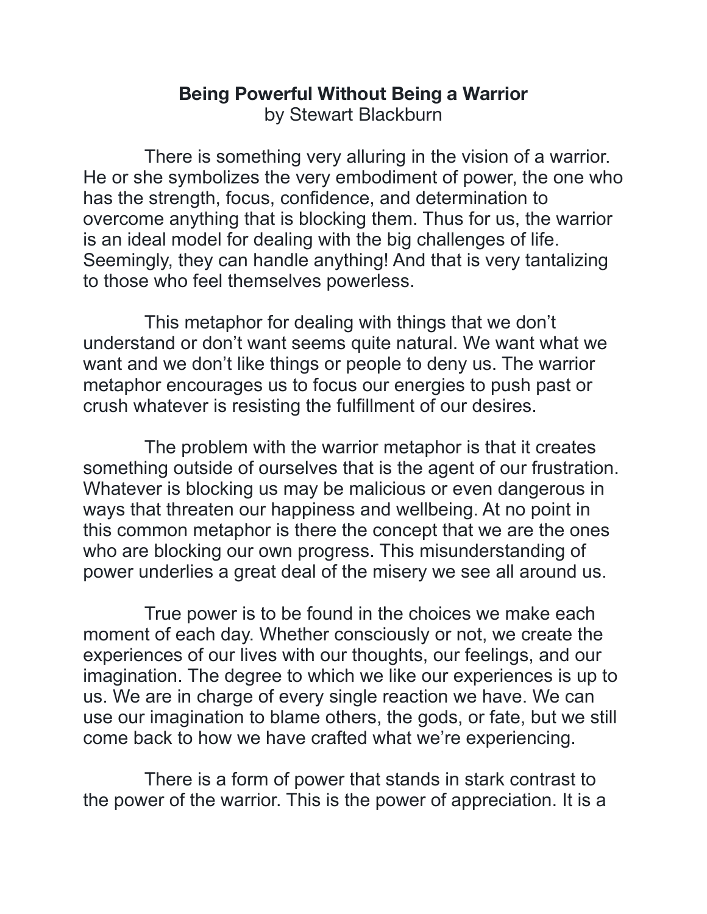# Being Powerful Without Being a Warrior

by Stewart Blackburn

There is something very alluring in the vision of a warrior. He or she symbolizes the very embodiment of power, the one who has the strength, focus, confidence, and determination to overcome anything that is blocking them. Thus for us, the warrior is an ideal model for dealing with the big challenges of life. Seemingly, they can handle anything! And that is very tantalizing to those who feel themselves powerless.

This metaphor for dealing with things that we don't understand or don't want seems quite natural. We want what we want and we don't like things or people to deny us. The warrior metaphor encourages us to focus our energies to push past or crush whatever is resisting the fulfillment of our desires.

The problem with the warrior metaphor is that it creates something outside of ourselves that is the agent of our frustration. Whatever is blocking us may be malicious or even dangerous in ways that threaten our happiness and wellbeing. At no point in this common metaphor is there the concept that we are the ones who are blocking our own progress. This misunderstanding of power underlies a great deal of the misery we see all around us.

True power is to be found in the choices we make each moment of each day. Whether consciously or not, we create the experiences of our lives with our thoughts, our feelings, and our imagination. The degree to which we like our experiences is up to us. We are in charge of every single reaction we have. We can use our imagination to blame others, the gods, or fate, but we still come back to how we have crafted what we're experiencing.

There is a form of power that stands in stark contrast to the power of the warrior. This is the power of appreciation. It is a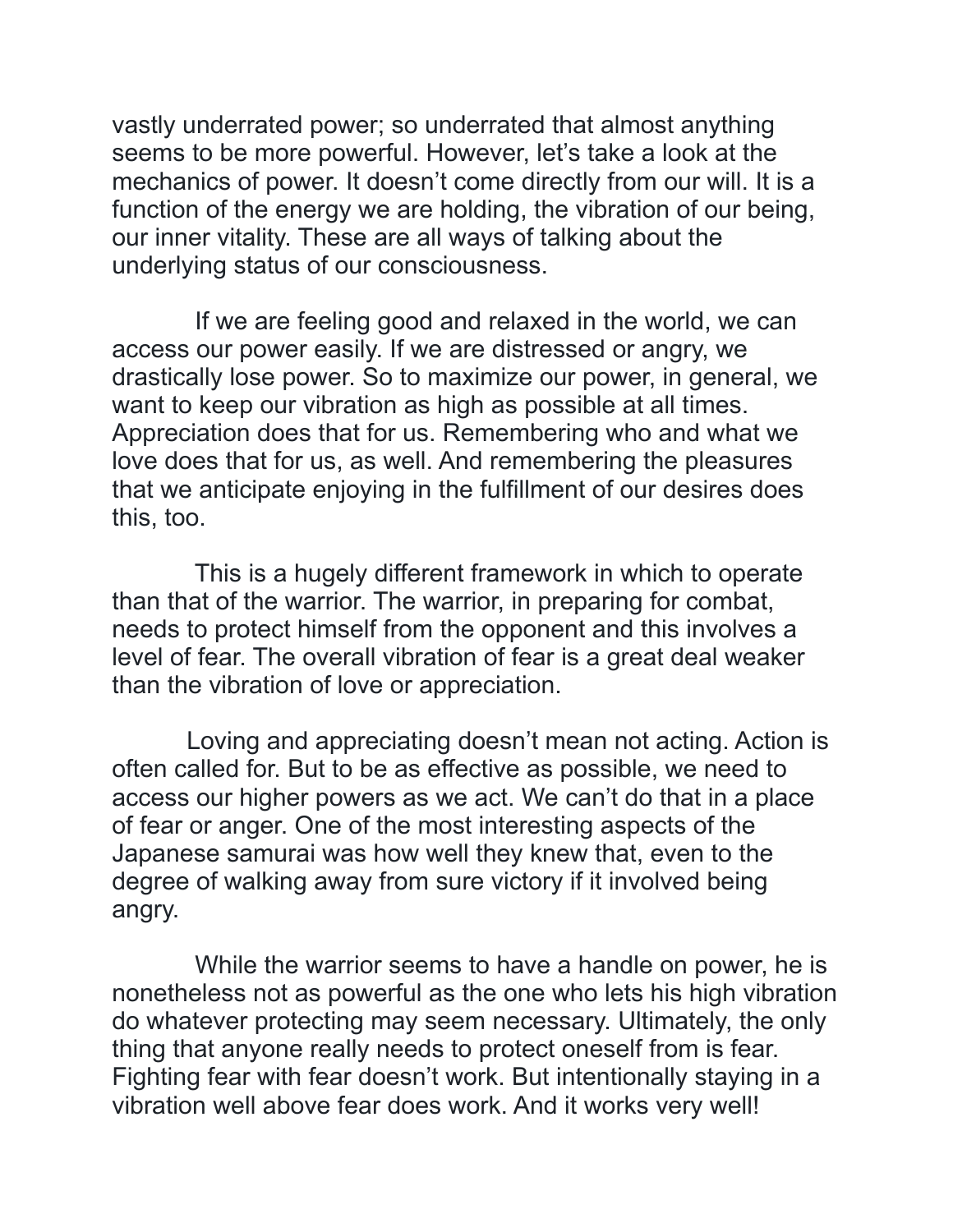vastly underrated power; so underrated that almost anything seems to be more powerful. However, let's take a look at the mechanics of power. It doesn't come directly from our will. It is a function of the energy we are holding, the vibration of our being, our inner vitality. These are all ways of talking about the underlying status of our consciousness.

If we are feeling good and relaxed in the world, we can access our power easily. If we are distressed or angry, we drastically lose power. So to maximize our power, in general, we want to keep our vibration as high as possible at all times. Appreciation does that for us. Remembering who and what we love does that for us, as well. And remembering the pleasures that we anticipate enjoying in the fulfillment of our desires does this, too.

This is a hugely different framework in which to operate than that of the warrior. The warrior, in preparing for combat, needs to protect himself from the opponent and this involves a level of fear. The overall vibration of fear is a great deal weaker than the vibration of love or appreciation.

Loving and appreciating doesn't mean not acting. Action is often called for. But to be as effective as possible, we need to access our higher powers as we act. We can't do that in a place of fear or anger. One of the most interesting aspects of the Japanese samurai was how well they knew that, even to the degree of walking away from sure victory if it involved being angry.

While the warrior seems to have a handle on power, he is nonetheless not as powerful as the one who lets his high vibration do whatever protecting may seem necessary. Ultimately, the only thing that anyone really needs to protect oneself from is fear. Fighting fear with fear doesn't work. But intentionally staying in a vibration well above fear does work. And it works very well!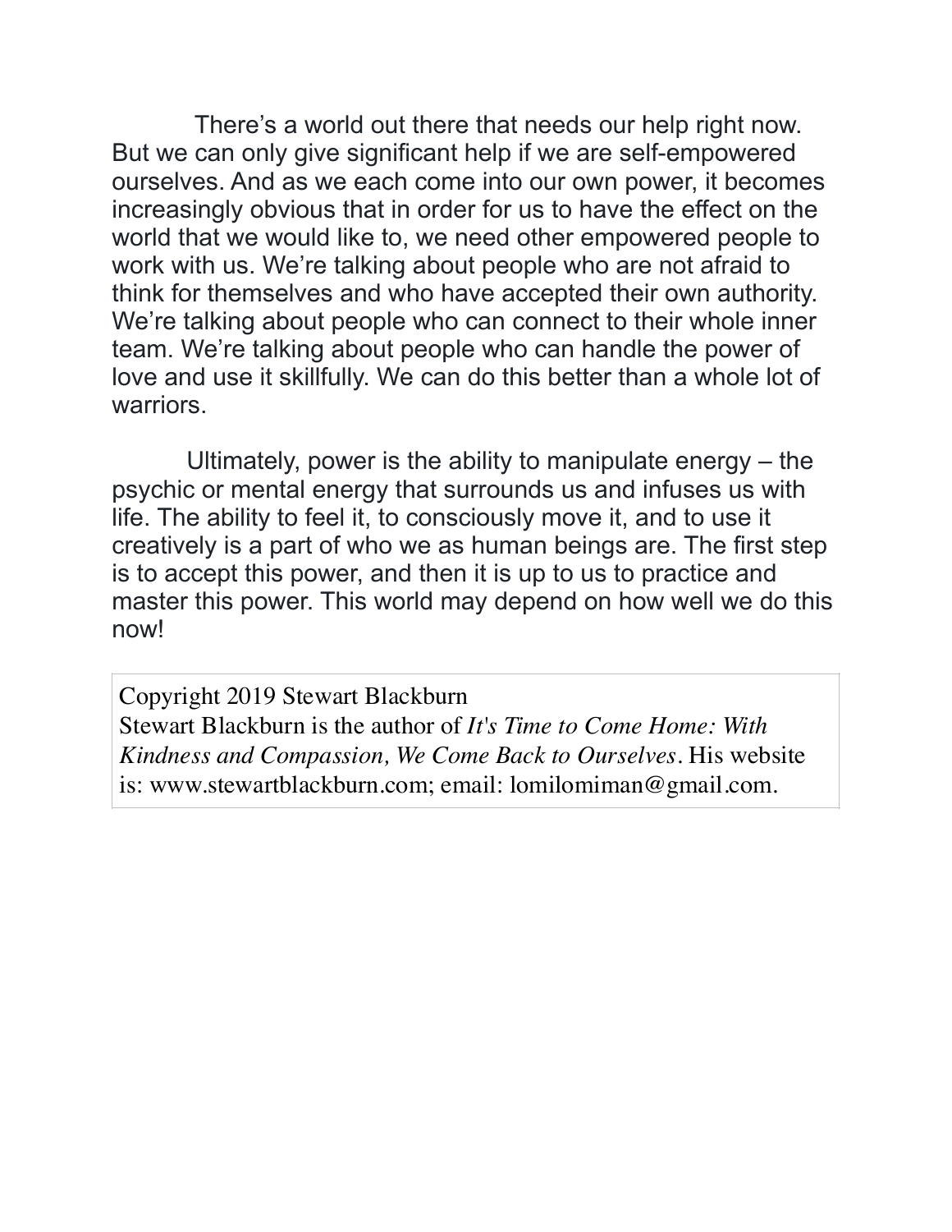There's a world out there that needs our help right now. But we can only give significant help if we are self-empowered ourselves. And as we each come into our own power, it becomes increasingly obvious that in order for us to have the effect on the world that we would like to, we need other empowered people to work with us. We're talking about people who are not afraid to think for themselves and who have accepted their own authority. We're talking about people who can connect to their whole inner team. We're talking about people who can handle the power of love and use it skillfully. We can do this better than a whole lot of warriors.

Ultimately, power is the ability to manipulate energy – the psychic or mental energy that surrounds us and infuses us with life. The ability to feel it, to consciously move it, and to use it creatively is a part of who we as human beings are. The first step is to accept this power, and then it is up to us to practice and master this power. This world may depend on how well we do this now!

Copyright 2019 Stewart Blackburn
Stewart Blackburn is the author of *It's Time to Come Home: With Kindness and Compassion, We Come Back to Ourselves*. His website is: www.stewartblackburn.com; email: lomilomiman@gmail.com.